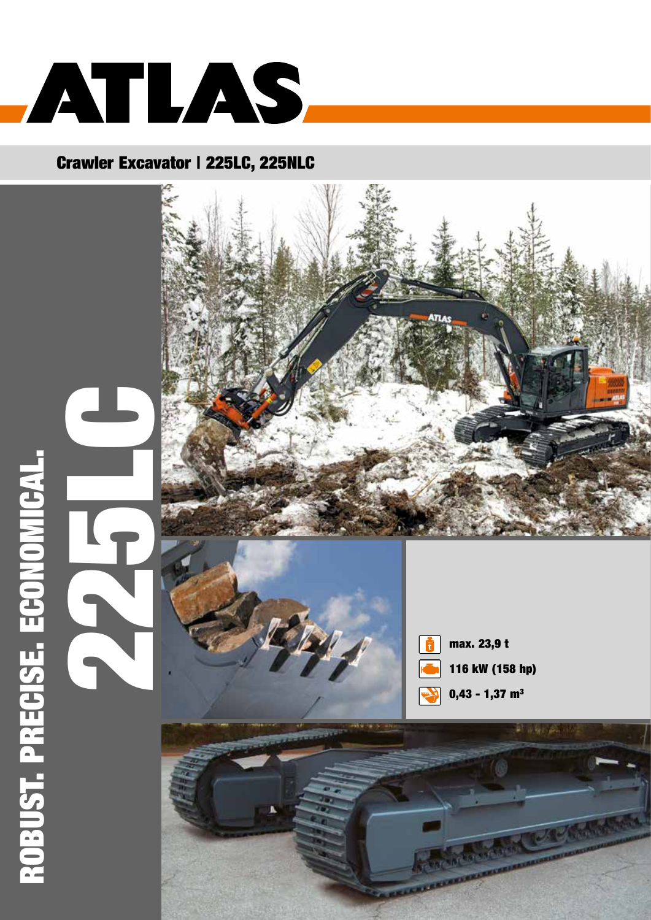# ATLAS

## Crawler Excavator | 225LC, 225NLC

**ROBUST. PRECISE. ECONOMICAL.**

# 225LC

- max. 23,9 t
- 116 kW (158 hp)
- 0,43 - 1,37 m³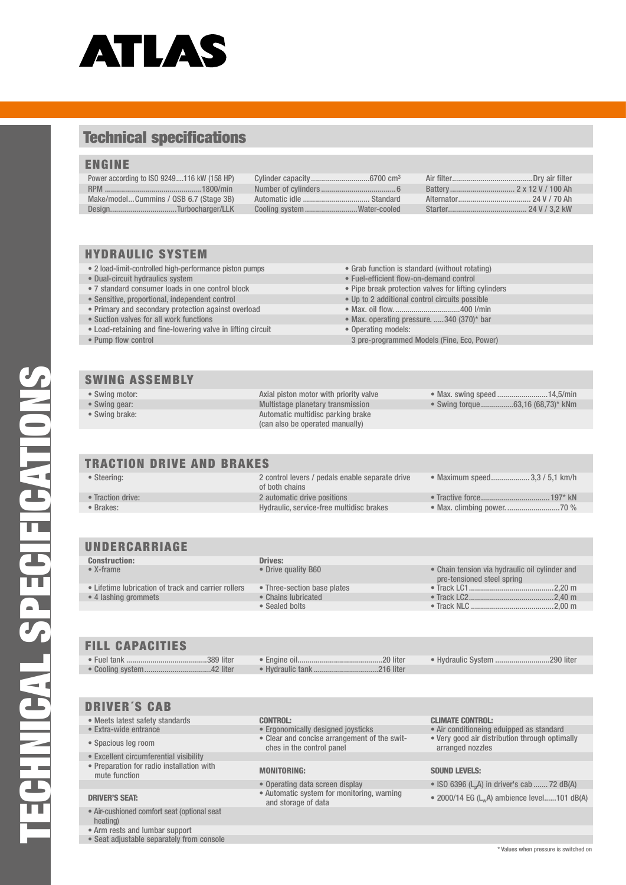ATLAS

# Technical specifications

## ENGINE

| | | |
|---|---|---|
| Power according to ISO 9249....116 kW (158 HP) | Cylinder capacity............................6700 cm³ | Air filter.......................................Dry air filter |
| RPM ................................................1800/min | Number of cylinders....................................6 | Battery................................ 2 x 12 V / 100 Ah |
| Make/model...Cummins / QSB 6.7 (Stage 3B) | Automatic idle ................................ Standard | Alternator.................................... 24 V / 70 Ah |
| Design.................................Turbocharger/LLK | Cooling system..........................Water-cooled | Starter....................................... 24 V / 3,2 kW |

## HYDRAULIC SYSTEM

- 2 load-limit-controlled high-performance piston pumps
- Dual-circuit hydraulics system
- 7 standard consumer loads in one control block
- Sensitive, proportional, independent control
- Primary and secondary protection against overload
- Suction valves for all work functions
- Load-retaining and fine-lowering valve in lifting circuit
- Pump flow control
- Grab function is standard (without rotating)
- Fuel-efficient flow-on-demand control
- Pipe break protection valves for lifting cylinders
- Up to 2 additional control circuits possible
- Max. oil flow.................................400 l/min
- Max. operating pressure. .....340 (370)* bar
- Operating models:
  3 pre-programmed Models (Fine, Eco, Power)

## SWING ASSEMBLY

| | | |
|---|---|---|
| • Swing motor: | Axial piston motor with priority valve | • Max. swing speed.........................14,5/min |
| • Swing gear: | Multistage planetary transmission | • Swing torque................63,16 (68,73)* kNm |
| • Swing brake: | Automatic multidisc parking brake (can also be operated manually) | |

## TRACTION DRIVE AND BRAKES

| | | |
|---|---|---|
| • Steering: | 2 control levers / pedals enable separate drive of both chains | • Maximum speed.................. 3,3 / 5,1 km/h |
| • Traction drive: | 2 automatic drive positions | • Tractive force.................................197* kN |
| • Brakes: | Hydraulic, service-free multidisc brakes | • Max. climbing power. .........................70 % |

## UNDERCARRIAGE

| | | |
|---|---|---|
| **Construction:** | **Drives:** | |
| • X-frame | • Drive quality B60 | • Chain tension via hydraulic oil cylinder and pre-tensioned steel spring |
| • Lifetime lubrication of track and carrier rollers | • Three-section base plates | • Track LC1.........................................2,20 m |
| • 4 lashing grommets | • Chains lubricated | • Track LC2.........................................2,40 m |
| | • Sealed bolts | • Track NLC ........................................2,00 m |

## FILL CAPACITIES

| | | |
|---|---|---|
| • Fuel tank ........................................389 liter | • Engine oil..........................................20 liter | • Hydraulic System ...........................290 liter |
| • Cooling system................................42 liter | • Hydraulic tank ...............................216 liter | |

## DRIVER´S CAB

- Meets latest safety standards
- Extra-wide entrance
- Spacious leg room
- Excellent circumferential visibility
- Preparation for radio installation with mute function

**DRIVER'S SEAT:**

- Air-cushioned comfort seat (optional seat heating)
- Arm rests and lumbar support
- Seat adjustable separately from console

**CONTROL:**

- Ergonomically designed joysticks
- Clear and concise arrangement of the switches in the control panel

**MONITORING:**

- Operating data screen display
- Automatic system for monitoring, warning and storage of data

**CLIMATE CONTROL:**

- Air conditioneing eduipped as standard
- Very good air distribution through optimally arranged nozzles

**SOUND LEVELS:**

- ISO 6396 ($L_pA$) in driver's cab ....... 72 dB(A)
- 2000/14 EG ($L_wA$) ambience level......101 dB(A)

\* Values when pressure is switched on

TECHNICAL SPECIFICATIONS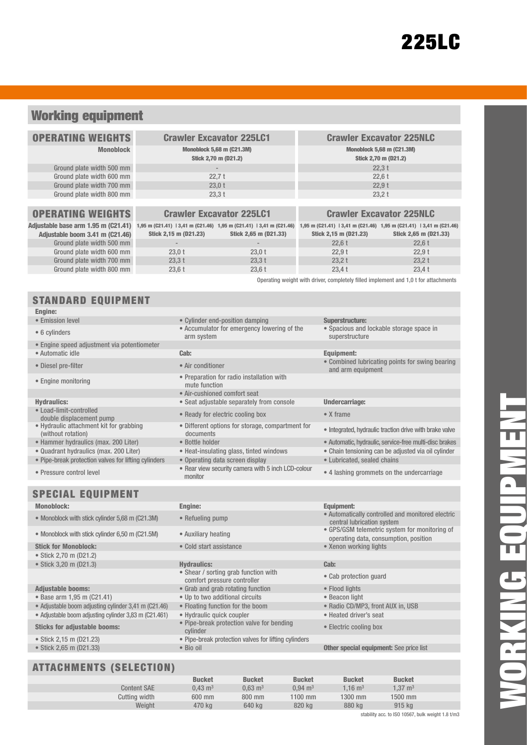# 225LC

## Working equipment

| OPERATING WEIGHTS | Crawler Excavator 225LC1 | Crawler Excavator 225NLC |
|---|---|---|
| Monoblock | Monoblock 5,68 m (C21.3M) Stick 2,70 m (D21.2) | Monoblock 5,68 m (C21.3M) Stick 2,70 m (D21.2) |
| Ground plate width 500 mm | - | 22,3 t |
| Ground plate width 600 mm | 22,7 t | 22,6 t |
| Ground plate width 700 mm | 23,0 t | 22,9 t |
| Ground plate width 800 mm | 23,3 t | 23,2 t |

| OPERATING WEIGHTS | Crawler Excavator 225LC1 | | Crawler Excavator 225NLC | |
|---|---|---|---|---|
| Adjustable base arm 1.95 m (C21.41) Adjustable boom 3.41 m (C21.46) | 1,95 m (C21.41) \| 3,41 m (C21.46) Stick 2,15 m (D21.23) | 1,95 m (C21.41) \| 3,41 m (C21.46) Stick 2,65 m (D21.33) | 1,95 m (C21.41) \| 3,41 m (C21.46) Stick 2,15 m (D21.23) | 1,95 m (C21.41) \| 3,41 m (C21.46) Stick 2,65 m (D21.33) |
| Ground plate width 500 mm | - | - | 22,6 t | 22,6 t |
| Ground plate width 600 mm | 23,0 t | 23,0 t | 22,9 t | 22,9 t |
| Ground plate width 700 mm | 23,3 t | 23,3 t | 23,2 t | 23,2 t |
| Ground plate width 800 mm | 23,6 t | 23,6 t | 23,4 t | 23,4 t |

Operating weight with driver, completely filled implement and 1,0 t for attachments

### STANDARD EQUIPMENT

**Engine:**
- Emission level
- 6 cylinders
- Engine speed adjustment via potentiometer
- Automatic idle
- Diesel pre-filter
- Engine monitoring

**Hydraulics:**
- Load-limit-controlled double displacement pump
- Hydraulic attachment kit for grabbing (without rotation)
- Hammer hydraulics (max. 200 Liter)
- Quadrant hydraulics (max. 200 Liter)
- Pipe-break protection valves for lifting cylinders
- Pressure control level
- Cylinder end-position damping
- Accumulator for emergency lowering of the arm system

**Cab:**
- Air conditioner
- Preparation for radio installation with mute function
- Air-cushioned comfort seat
- Seat adjustable separately from console
- Ready for electric cooling box
- Different options for storage, compartment for documents
- Bottle holder
- Heat-insulating glass, tinted windows
- Operating data screen display
- Rear view security camera with 5 inch LCD-colour monitor

**Superstructure:**
- Spacious and lockable storage space in superstructure

**Equipment:**
- Combined lubricating points for swing bearing and arm equipment

**Undercarriage:**
- X frame
- Integrated, hydraulic traction drive with brake valve
- Automatic, hydraulic, service-free multi-disc brakes
- Chain tensioning can be adjusted via oil cylinder
- Lubricated, sealed chains
- 4 lashing grommets on the undercarriage

### SPECIAL EQUIPMENT

**Monoblock:**
- Monoblock with stick cylinder 5,68 m (C21.3M)
- Monoblock with stick cylinder 6,50 m (C21.5M)

**Stick for Monoblock:**
- Stick 2,70 m (D21.2)
- Stick 3,20 m (D21.3)

**Adjustable booms:**
- Base arm 1,95 m (C21.41)
- Adjustable boom adjusting cylinder 3,41 m (C21.46)
- Adjustable boom adjusting cylinder 3,83 m (C21.461)

**Sticks for adjustable booms:**
- Stick 2,15 m (D21.23)
- Stick 2,65 m (D21.33)

**Engine:**
- Refueling pump
- Auxiliary heating
- Cold start assistance

**Hydraulics:**
- Shear / sorting grab function with comfort pressure controller
- Grab and grab rotating function
- Up to two additional circuits
- Floating function for the boom
- Hydraulic quick coupler
- Pipe-break protection valve for bending cylinder
- Pipe-break protection valves for lifting cylinders
- Bio oil

**Equipment:**
- Automatically controlled and monitored electric central lubrication system
- GPS/GSM telemetric system for monitoring of operating data, consumption, position
- Xenon working lights

**Cab:**
- Cab protection guard
- Flood lights
- Beacon light
- Radio CD/MP3, front AUX in, USB
- Heated driver's seat
- Electric cooling box

**Other special equipment:** See price list

### ATTACHMENTS (SELECTION)

| | Bucket | Bucket | Bucket | Bucket | Bucket |
|---|---|---|---|---|---|
| Content SAE | 0,43 m³ | 0,63 m³ | 0,94 m³ | 1,16 m³ | 1,37 m³ |
| Cutting width | 600 mm | 800 mm | 1100 mm | 1300 mm | 1500 mm |
| Weight | 470 kg | 640 kg | 820 kg | 880 kg | 915 kg |

stability acc. to ISO 10567, bulk weight 1.8 t/m3

WORKING EQUIPMENT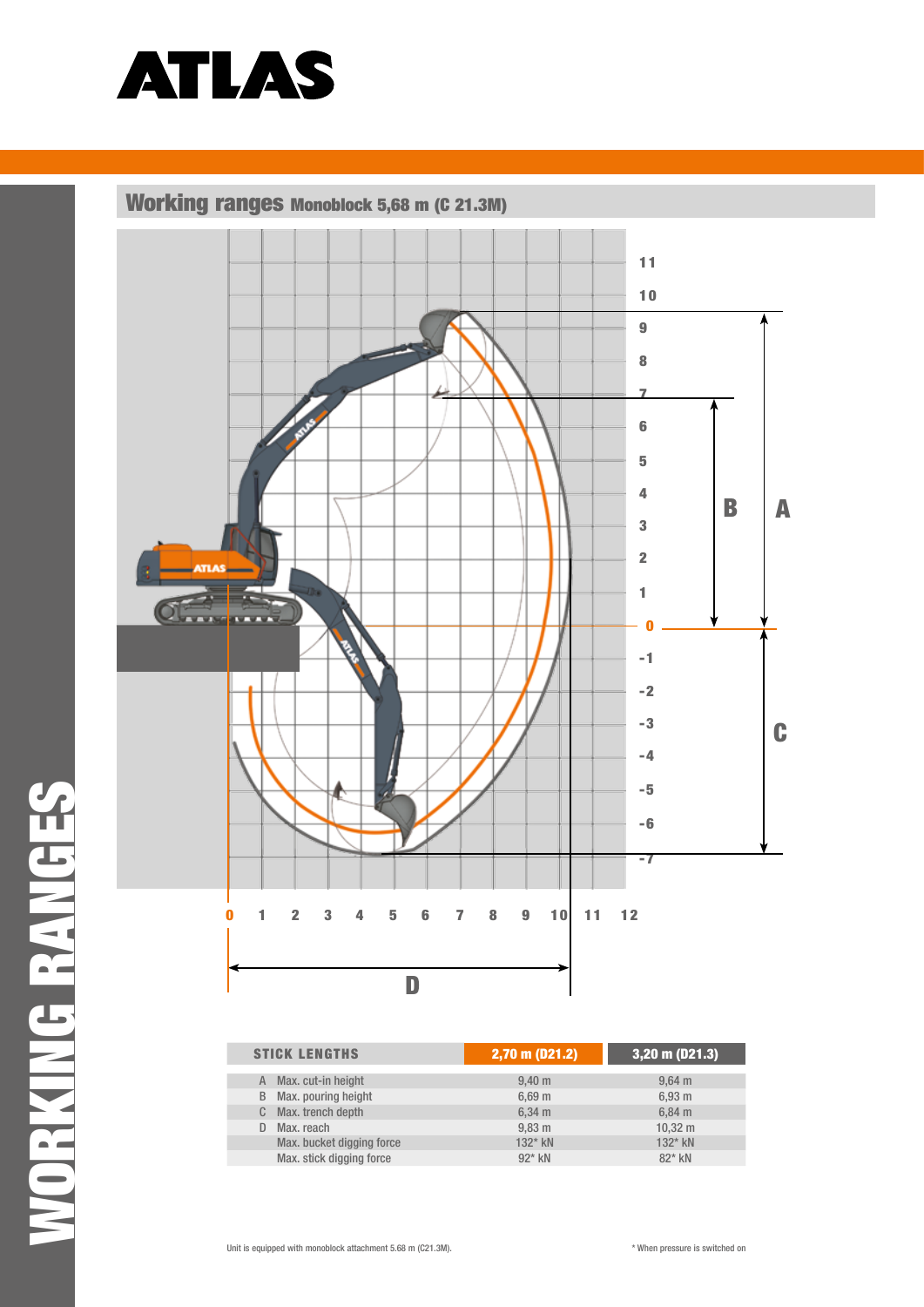ATLAS

# WORKING RANGES

## Working ranges Monoblock 5,68 m (C 21.3M)

| STICK LENGTHS | | 2,70 m (D21.2) | 3,20 m (D21.3) |
|---|---|---|---|
| A | Max. cut-in height | 9,40 m | 9,64 m |
| B | Max. pouring height | 6,69 m | 6,93 m |
| C | Max. trench depth | 6,34 m | 6,84 m |
| D | Max. reach | 9,83 m | 10,32 m |
| | Max. bucket digging force | 132* kN | 132* kN |
| | Max. stick digging force | 92* kN | 82* kN |

Unit is equipped with monoblock attachment 5.68 m (C21.3M).

* When pressure is switched on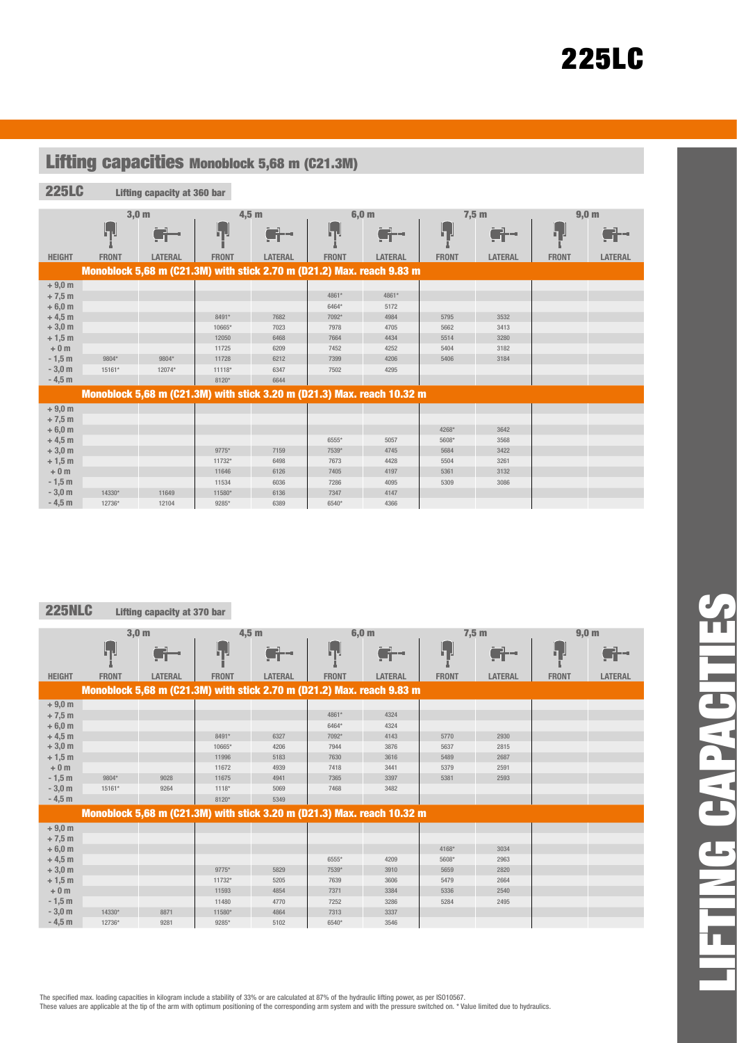# 225LC

## Lifting capacities Monoblock 5,68 m (C21.3M)

### 225LC Lifting capacity at 360 bar

| | 3,0 m | | 4,5 m | | 6,0 m | | 7,5 m | | 9,0 m | |
|---|---|---|---|---|---|---|---|---|---|---|
| HEIGHT | FRONT | LATERAL | FRONT | LATERAL | FRONT | LATERAL | FRONT | LATERAL | FRONT | LATERAL |
| **Monoblock 5,68 m (C21.3M) with stick 2.70 m (D21.2) Max. reach 9.83 m** | | | | | | | | | | |
| + 9,0 m | | | | | | | | | | |
| + 7,5 m | | | | | 4861* | 4861* | | | | |
| + 6,0 m | | | | | 6464* | 5172 | | | | |
| + 4,5 m | | | 8491* | 7682 | 7092* | 4984 | 5795 | 3532 | | |
| + 3,0 m | | | 10665* | 7023 | 7978 | 4705 | 5662 | 3413 | | |
| + 1,5 m | | | 12050 | 6468 | 7664 | 4434 | 5514 | 3280 | | |
| + 0 m | | | 11725 | 6209 | 7452 | 4252 | 5404 | 3182 | | |
| - 1,5 m | 9804* | 9804* | 11728 | 6212 | 7399 | 4206 | 5406 | 3184 | | |
| - 3,0 m | 15161* | 12074* | 11118* | 6347 | 7502 | 4295 | | | | |
| - 4,5 m | | | 8120* | 6644 | | | | | | |
| **Monoblock 5,68 m (C21.3M) with stick 3.20 m (D21.3) Max. reach 10.32 m** | | | | | | | | | | |
| + 9,0 m | | | | | | | | | | |
| + 7,5 m | | | | | | | | | | |
| + 6,0 m | | | | | | | 4268* | 3642 | | |
| + 4,5 m | | | | | 6555* | 5057 | 5608* | 3568 | | |
| + 3,0 m | | | 9775* | 7159 | 7539* | 4745 | 5684 | 3422 | | |
| + 1,5 m | | | 11732* | 6498 | 7673 | 4428 | 5504 | 3261 | | |
| + 0 m | | | 11646 | 6126 | 7405 | 4197 | 5361 | 3132 | | |
| - 1,5 m | | | 11534 | 6036 | 7286 | 4095 | 5309 | 3086 | | |
| - 3,0 m | 14330* | 11649 | 11580* | 6136 | 7347 | 4147 | | | | |
| - 4,5 m | 12736* | 12104 | 9285* | 6389 | 6540* | 4366 | | | | |

### 225NLC Lifting capacity at 370 bar

| | 3,0 m | | 4,5 m | | 6,0 m | | 7,5 m | | 9,0 m | |
|---|---|---|---|---|---|---|---|---|---|---|
| HEIGHT | FRONT | LATERAL | FRONT | LATERAL | FRONT | LATERAL | FRONT | LATERAL | FRONT | LATERAL |
| **Monoblock 5,68 m (C21.3M) with stick 2.70 m (D21.2) Max. reach 9.83 m** | | | | | | | | | | |
| + 9,0 m | | | | | | | | | | |
| + 7,5 m | | | | | 4861* | 4324 | | | | |
| + 6,0 m | | | | | 6464* | 4324 | | | | |
| + 4,5 m | | | 8491* | 6327 | 7092* | 4143 | 5770 | 2930 | | |
| + 3,0 m | | | 10665* | 4206 | 7944 | 3876 | 5637 | 2815 | | |
| + 1,5 m | | | 11996 | 5183 | 7630 | 3616 | 5489 | 2687 | | |
| + 0 m | | | 11672 | 4939 | 7418 | 3441 | 5379 | 2591 | | |
| - 1,5 m | 9804* | 9028 | 11675 | 4941 | 7365 | 3397 | 5381 | 2593 | | |
| - 3,0 m | 15161* | 9264 | 1118* | 5069 | 7468 | 3482 | | | | |
| - 4,5 m | | | 8120* | 5349 | | | | | | |
| **Monoblock 5,68 m (C21.3M) with stick 3.20 m (D21.3) Max. reach 10.32 m** | | | | | | | | | | |
| + 9,0 m | | | | | | | | | | |
| + 7,5 m | | | | | | | | | | |
| + 6,0 m | | | | | | | 4168* | 3034 | | |
| + 4,5 m | | | | | 6555* | 4209 | 5608* | 2963 | | |
| + 3,0 m | | | 9775* | 5829 | 7539* | 3910 | 5659 | 2820 | | |
| + 1,5 m | | | 11732* | 5205 | 7639 | 3606 | 5479 | 2664 | | |
| + 0 m | | | 11593 | 4854 | 7371 | 3384 | 5336 | 2540 | | |
| - 1,5 m | | | 11480 | 4770 | 7252 | 3286 | 5284 | 2495 | | |
| - 3,0 m | 14330* | 8871 | 11580* | 4864 | 7313 | 3337 | | | | |
| - 4,5 m | 12736* | 9281 | 9285* | 5102 | 6540* | 3546 | | | | |

The specified max. loading capacities in kilogram include a stability of 33% or are calculated at 87% of the hydraulic lifting power, as per ISO10567.
These values are applicable at the tip of the arm with optimum positioning of the corresponding arm system and with the pressure switched on. * Value limited due to hydraulics.

LIFTING CAPACITIES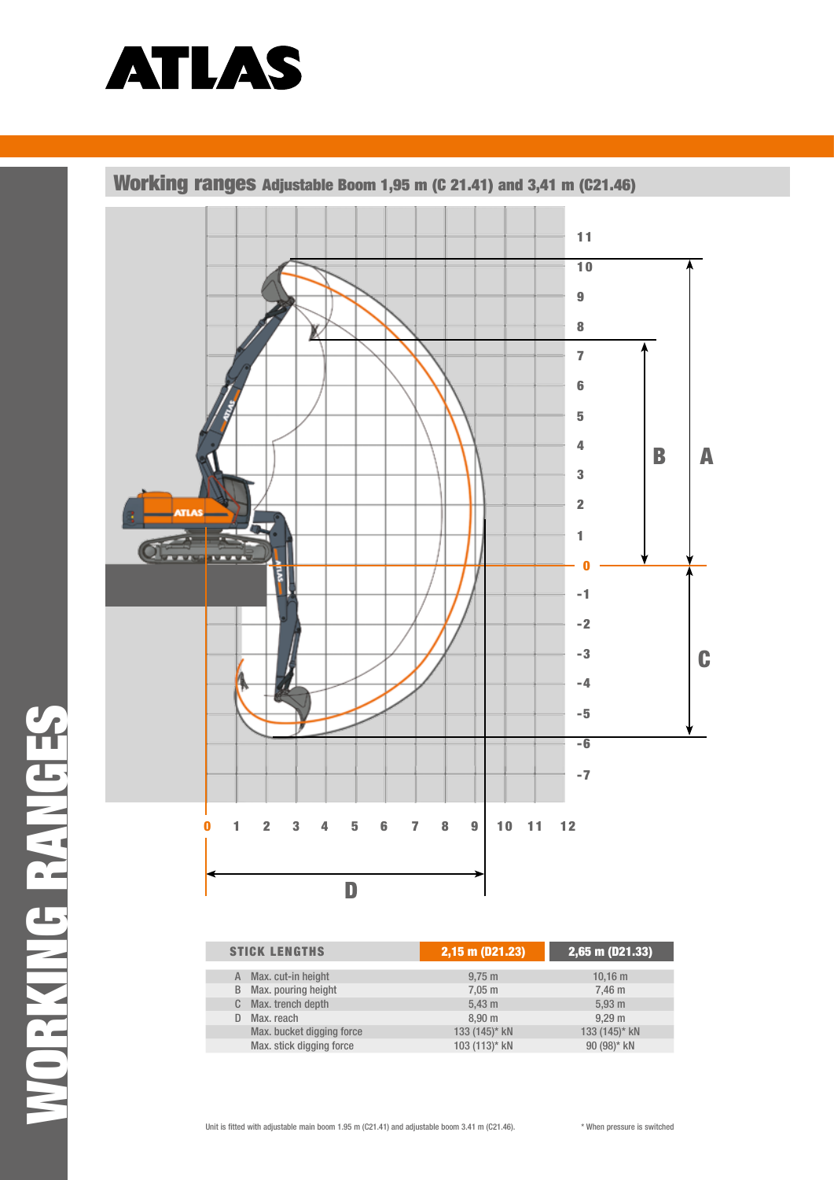# ATLAS

## Working ranges Adjustable Boom 1,95 m (C 21.41) and 3,41 m (C21.46)

| STICK LENGTHS | | 2,15 m (D21.23) | 2,65 m (D21.33) |
|---|---|---|---|
| A | Max. cut-in height | 9,75 m | 10,16 m |
| B | Max. pouring height | 7,05 m | 7,46 m |
| C | Max. trench depth | 5,43 m | 5,93 m |
| D | Max. reach | 8,90 m | 9,29 m |
| | Max. bucket digging force | 133 (145)* kN | 133 (145)* kN |
| | Max. stick digging force | 103 (113)* kN | 90 (98)* kN |

Unit is fitted with adjustable main boom 1.95 m (C21.41) and adjustable boom 3.41 m (C21.46).

\* When pressure is switched

WORKING RANGES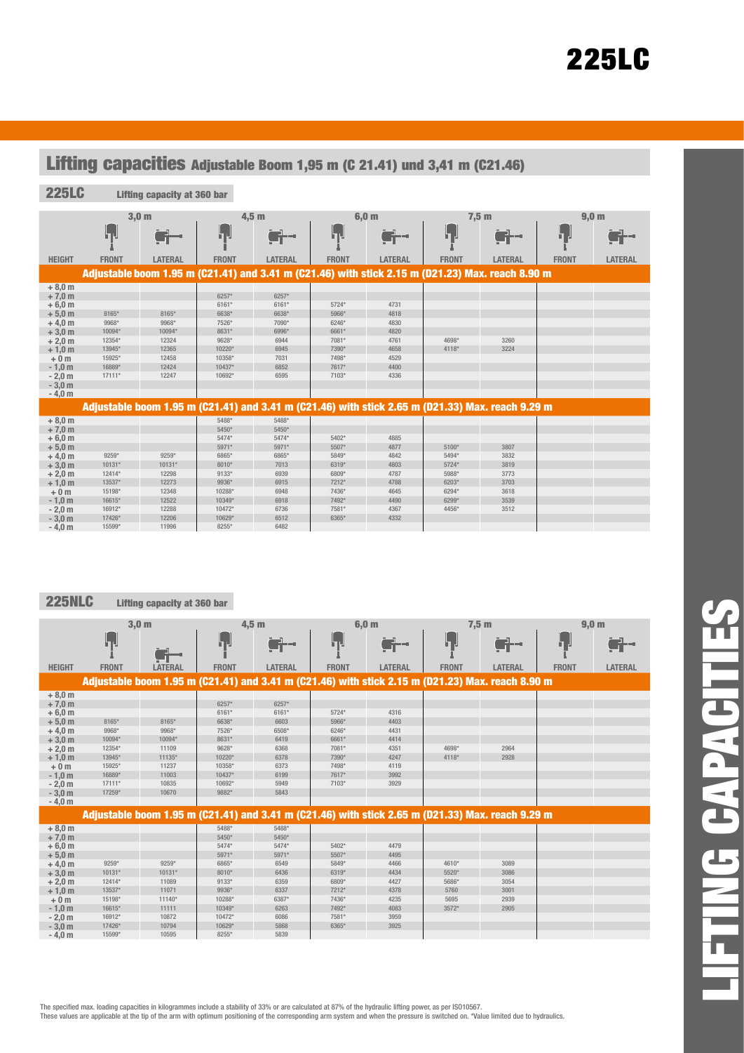# 225LC

## Lifting capacities Adjustable Boom 1,95 m (C 21.41) und 3,41 m (C21.46)

### 225LC Lifting capacity at 360 bar

| | 3,0 m | | 4,5 m | | 6,0 m | | 7,5 m | | 9,0 m | |
|---|---|---|---|---|---|---|---|---|---|---|
| HEIGHT | FRONT | LATERAL | FRONT | LATERAL | FRONT | LATERAL | FRONT | LATERAL | FRONT | LATERAL |
| **Adjustable boom 1.95 m (C21.41) and 3.41 m (C21.46) with stick 2.15 m (D21.23) Max. reach 8.90 m** | | | | | | | | | | |
| + 8,0 m | | | | | | | | | | |
| + 7,0 m | | | 6257* | 6257* | | | | | | |
| + 6,0 m | | | 6161* | 6161* | 5724* | 4731 | | | | |
| + 5,0 m | 8165* | 8165* | 6638* | 6638* | 5966* | 4818 | | | | |
| + 4,0 m | 9968* | 9968* | 7526* | 7090* | 6246* | 4830 | | | | |
| + 3,0 m | 10094* | 10094* | 8631* | 6996* | 6661* | 4820 | | | | |
| + 2,0 m | 12354* | 12324 | 9628* | 6944 | 7081* | 4761 | 4698* | 3260 | | |
| + 1,0 m | 13945* | 12365 | 10220* | 6945 | 7390* | 4658 | 4118* | 3224 | | |
| + 0 m | 15925* | 12458 | 10358* | 7031 | 7498* | 4529 | | | | |
| - 1,0 m | 16889* | 12424 | 10437* | 6852 | 7617* | 4400 | | | | |
| - 2,0 m | 17111* | 12247 | 10692* | 6595 | 7103* | 4336 | | | | |
| - 3,0 m | | | | | | | | | | |
| - 4,0 m | | | | | | | | | | |
| **Adjustable boom 1.95 m (C21.41) and 3.41 m (C21.46) with stick 2.65 m (D21.33) Max. reach 9.29 m** | | | | | | | | | | |
| + 8,0 m | | | 5488* | 5488* | | | | | | |
| + 7,0 m | | | 5450* | 5450* | | | | | | |
| + 6,0 m | | | 5474* | 5474* | 5402* | 4885 | | | | |
| + 5,0 m | | | 5971* | 5971* | 5507* | 4877 | 5100* | 3807 | | |
| + 4,0 m | 9259* | 9259* | 6865* | 6865* | 5849* | 4842 | 5494* | 3832 | | |
| + 3,0 m | 10131* | 10131* | 8010* | 7013 | 6319* | 4803 | 5724* | 3819 | | |
| + 2,0 m | 12414* | 12298 | 9133* | 6939 | 6809* | 4787 | 5988* | 3773 | | |
| + 1,0 m | 13537* | 12273 | 9936* | 6915 | 7212* | 4788 | 6203* | 3703 | | |
| + 0 m | 15198* | 12348 | 10288* | 6948 | 7436* | 4645 | 6294* | 3618 | | |
| - 1,0 m | 16615* | 12522 | 10349* | 6918 | 7492* | 4490 | 6299* | 3539 | | |
| - 2,0 m | 16912* | 12288 | 10472* | 6736 | 7581* | 4367 | 4456* | 3512 | | |
| - 3,0 m | 17426* | 12206 | 10629* | 6512 | 6365* | 4332 | | | | |
| - 4,0 m | 15599* | 11996 | 8255* | 6482 | | | | | | |

### 225NLC Lifting capacity at 360 bar

| | 3,0 m | | 4,5 m | | 6,0 m | | 7,5 m | | 9,0 m | |
|---|---|---|---|---|---|---|---|---|---|---|
| HEIGHT | FRONT | LATERAL | FRONT | LATERAL | FRONT | LATERAL | FRONT | LATERAL | FRONT | LATERAL |
| **Adjustable boom 1.95 m (C21.41) and 3.41 m (C21.46) with stick 2.15 m (D21.23) Max. reach 8.90 m** | | | | | | | | | | |
| + 8,0 m | | | | | | | | | | |
| + 7,0 m | | | 6257* | 6257* | | | | | | |
| + 6,0 m | | | 6161* | 6161* | 5724* | 4316 | | | | |
| + 5,0 m | 8165* | 8165* | 6638* | 6603 | 5966* | 4403 | | | | |
| + 4,0 m | 9968* | 9968* | 7526* | 6508* | 6246* | 4431 | | | | |
| + 3,0 m | 10094* | 10094* | 8631* | 6419 | 6661* | 4414 | | | | |
| + 2,0 m | 12354* | 11109 | 9628* | 6368 | 7081* | 4351 | 4698* | 2964 | | |
| + 1,0 m | 13945* | 11135* | 10220* | 6378 | 7390* | 4247 | 4118* | 2928 | | |
| + 0 m | 15925* | 11237 | 10358* | 6373 | 7498* | 4119 | | | | |
| - 1,0 m | 16889* | 11003 | 10437* | 6199 | 7617* | 3992 | | | | |
| - 2,0 m | 17111* | 10835 | 10692* | 5949 | 7103* | 3929 | | | | |
| - 3,0 m | 17259* | 10670 | 9882* | 5843 | | | | | | |
| - 4,0 m | | | | | | | | | | |
| **Adjustable boom 1.95 m (C21.41) and 3.41 m (C21.46) with stick 2.65 m (D21.33) Max. reach 9.29 m** | | | | | | | | | | |
| + 8,0 m | | | 5488* | 5488* | | | | | | |
| + 7,0 m | | | 5450* | 5450* | | | | | | |
| + 6,0 m | | | 5474* | 5474* | 5402* | 4479 | | | | |
| + 5,0 m | | | 5971* | 5971* | 5507* | 4495 | | | | |
| + 4,0 m | 9259* | 9259* | 6865* | 6549 | 5849* | 4466 | 4610* | 3089 | | |
| + 3,0 m | 10131* | 10131* | 8010* | 6436 | 6319* | 4434 | 5520* | 3086 | | |
| + 2,0 m | 12414* | 11089 | 9133* | 6359 | 6809* | 4427 | 5686* | 3054 | | |
| + 1,0 m | 13537* | 11071 | 9936* | 6337 | 7212* | 4378 | 5760 | 3001 | | |
| + 0 m | 15198* | 11140* | 10288* | 6387* | 7436* | 4235 | 5695 | 2939 | | |
| - 1,0 m | 16615* | 11111 | 10349* | 6263 | 7492* | 4083 | 3572* | 2905 | | |
| - 2,0 m | 16912* | 10872 | 10472* | 6086 | 7581* | 3959 | | | | |
| - 3,0 m | 17426* | 10794 | 10629* | 5868 | 6365* | 3925 | | | | |
| - 4,0 m | 15599* | 10595 | 8255* | 5839 | | | | | | |

The specified max. loading capacities in kilogrammes include a stability of 33% or are calculated at 87% of the hydraulic lifting power, as per ISO10567.
These values are applicable at the tip of the arm with optimum positioning of the corresponding arm system and when the pressure is switched on. *Value limited due to hydraulics.

LIFTING CAPACITIES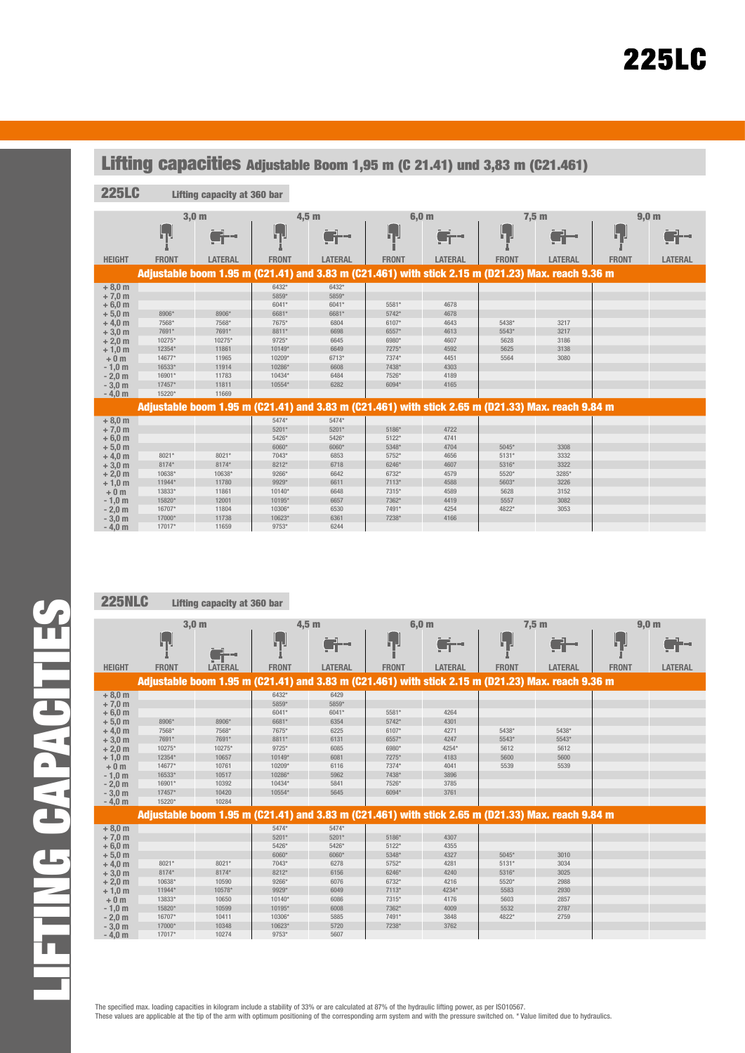# 225LC

## Lifting capacities Adjustable Boom 1,95 m (C 21.41) und 3,83 m (C21.461)

### 225LC Lifting capacity at 360 bar

| | 3,0 m | | 4,5 m | | 6,0 m | | 7,5 m | | 9,0 m | |
|---|---|---|---|---|---|---|---|---|---|---|
| HEIGHT | FRONT | LATERAL | FRONT | LATERAL | FRONT | LATERAL | FRONT | LATERAL | FRONT | LATERAL |
| **Adjustable boom 1.95 m (C21.41) and 3.83 m (C21.461) with stick 2.15 m (D21.23) Max. reach 9.36 m** | | | | | | | | | | |
| + 8,0 m | | | 6432* | 6432* | | | | | | |
| + 7,0 m | | | 5859* | 5859* | | | | | | |
| + 6,0 m | | | 6041* | 6041* | 5581* | 4678 | | | | |
| + 5,0 m | 8906* | 8906* | 6681* | 6681* | 5742* | 4678 | | | | |
| + 4,0 m | 7568* | 7568* | 7675* | 6804 | 6107* | 4643 | 5438* | 3217 | | |
| + 3,0 m | 7691* | 7691* | 8811* | 6698 | 6557* | 4613 | 5543* | 3217 | | |
| + 2,0 m | 10275* | 10275* | 9725* | 6645 | 6980* | 4607 | 5628 | 3186 | | |
| + 1,0 m | 12354* | 11861 | 10149* | 6649 | 7275* | 4592 | 5625 | 3138 | | |
| + 0 m | 14677* | 11965 | 10209* | 6713* | 7374* | 4451 | 5564 | 3080 | | |
| - 1,0 m | 16533* | 11914 | 10286* | 6608 | 7438* | 4303 | | | | |
| - 2,0 m | 16901* | 11783 | 10434* | 6484 | 7526* | 4189 | | | | |
| - 3,0 m | 17457* | 11811 | 10554* | 6282 | 6094* | 4165 | | | | |
| - 4,0 m | 15220* | 11669 | | | | | | | | |
| **Adjustable boom 1.95 m (C21.41) and 3.83 m (C21.461) with stick 2.65 m (D21.33) Max. reach 9.84 m** | | | | | | | | | | |
| + 8,0 m | | | 5474* | 5474* | | | | | | |
| + 7,0 m | | | 5201* | 5201* | 5186* | 4722 | | | | |
| + 6,0 m | | | 5426* | 5426* | 5122* | 4741 | | | | |
| + 5,0 m | | | 6060* | 6060* | 5348* | 4704 | 5045* | 3308 | | |
| + 4,0 m | 8021* | 8021* | 7043* | 6853 | 5752* | 4656 | 5131* | 3332 | | |
| + 3,0 m | 8174* | 8174* | 8212* | 6718 | 6246* | 4607 | 5316* | 3322 | | |
| + 2,0 m | 10638* | 10638* | 9266* | 6642 | 6732* | 4579 | 5520* | 3285* | | |
| + 1,0 m | 11944* | 11780 | 9929* | 6611 | 7113* | 4588 | 5603* | 3226 | | |
| + 0 m | 13833* | 11861 | 10140* | 6648 | 7315* | 4589 | 5628 | 3152 | | |
| - 1,0 m | 15820* | 12001 | 10195* | 6657 | 7362* | 4419 | 5557 | 3082 | | |
| - 2,0 m | 16707* | 11804 | 10306* | 6530 | 7491* | 4254 | 4822* | 3053 | | |
| - 3,0 m | 17000* | 11738 | 10623* | 6361 | 7238* | 4166 | | | | |
| - 4,0 m | 17017* | 11659 | 9753* | 6244 | | | | | | |

### 225NLC Lifting capacity at 360 bar

| | 3,0 m | | 4,5 m | | 6,0 m | | 7,5 m | | 9,0 m | |
|---|---|---|---|---|---|---|---|---|---|---|
| HEIGHT | FRONT | LATERAL | FRONT | LATERAL | FRONT | LATERAL | FRONT | LATERAL | FRONT | LATERAL |
| **Adjustable boom 1.95 m (C21.41) and 3.83 m (C21.461) with stick 2.15 m (D21.23) Max. reach 9.36 m** | | | | | | | | | | |
| + 8,0 m | | | 6432* | 6429 | | | | | | |
| + 7,0 m | | | 5859* | 5859* | | | | | | |
| + 6,0 m | | | 6041* | 6041* | 5581* | 4264 | | | | |
| + 5,0 m | 8906* | 8906* | 6681* | 6354 | 5742* | 4301 | | | | |
| + 4,0 m | 7568* | 7568* | 7675* | 6225 | 6107* | 4271 | 5438* | 5438* | | |
| + 3,0 m | 7691* | 7691* | 8811* | 6131 | 6557* | 4247 | 5543* | 5543* | | |
| + 2,0 m | 10275* | 10275* | 9725* | 6085 | 6980* | 4254* | 5612 | 5612 | | |
| + 1,0 m | 12354* | 10657 | 10149* | 6081 | 7275* | 4183 | 5600 | 5600 | | |
| + 0 m | 14677* | 10517 | 10209* | 5962 | 7374* | 4041 | 5539 | 5539 | | |
| - 1,0 m | 16533* | 10392 | 10286* | 5841 | 7438* | 3896 | | | | |
| - 2,0 m | 16901* | 10420 | 10434* | 5645 | 7526* | 3785 | | | | |
| - 3,0 m | 17457* | 10284 | 10554* | | 6094* | 3761 | | | | |
| - 4,0 m | 15220* | | | | | | | | | |
| **Adjustable boom 1.95 m (C21.41) and 3.83 m (C21.461) with stick 2.65 m (D21.33) Max. reach 9.84 m** | | | | | | | | | | |
| + 8,0 m | | | 5474* | 5474* | | | | | | |
| + 7,0 m | | | 5201* | 5201* | 5186* | 4307 | | | | |
| + 6,0 m | | | 5426* | 5426* | 5122* | 4355 | | | | |
| + 5,0 m | | | 6060* | 6060* | 5348* | 4327 | 5045* | 3010 | | |
| + 4,0 m | 8021* | 8021* | 7043* | 6278 | 5752* | 4281 | 5131* | 3034 | | |
| + 3,0 m | 8174* | 8174* | 8212* | 6156 | 6246* | 4240 | 5316* | 3025 | | |
| + 2,0 m | 10638* | 10590 | 9266* | 6076 | 6732* | 4216 | 5520* | 2988 | | |
| + 1,0 m | 11944* | 10578* | 9929* | 6049 | 7113* | 4234* | 5583 | 2930 | | |
| + 0 m | 13833* | 10650 | 10140* | 6086 | 7315* | 4176 | 5603 | 2857 | | |
| - 1,0 m | 15820* | 10599 | 10195* | 6008 | 7362* | 4009 | 5532 | 2787 | | |
| - 2,0 m | 16707* | 10411 | 10306* | 5885 | 7491* | 3848 | 4822* | 2759 | | |
| - 3,0 m | 17000* | 10348 | 10623* | 5720 | 7238* | 3762 | | | | |
| - 4,0 m | 17017* | 10274 | 9753* | 5607 | | | | | | |

The specified max. loading capacities in kilogram include a stability of 33% or are calculated at 87% of the hydraulic lifting power, as per ISO10567.
These values are applicable at the tip of the arm with optimum positioning of the corresponding arm system and with the pressure switched on. * Value limited due to hydraulics.

LIFTING CAPACITIES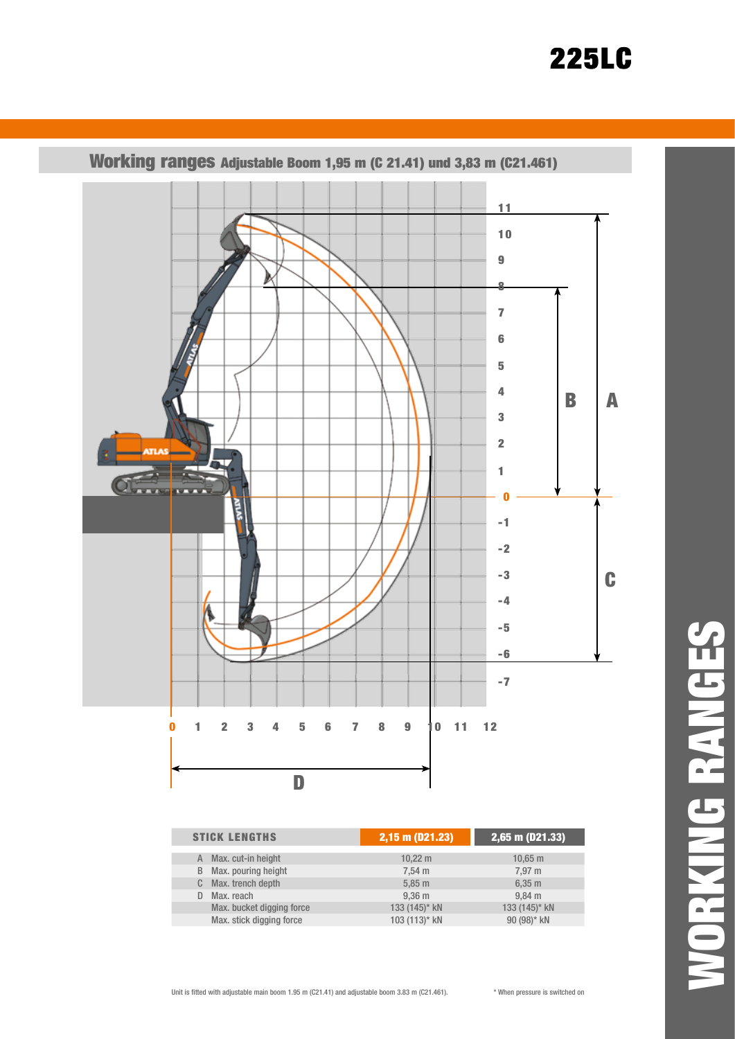# 225LC

## Working ranges Adjustable Boom 1,95 m (C 21.41) und 3,83 m (C21.461)

| STICK LENGTHS | | 2,15 m (D21.23) | 2,65 m (D21.33) |
|---|---|---|---|
| A | Max. cut-in height | 10,22 m | 10,65 m |
| B | Max. pouring height | 7,54 m | 7,97 m |
| C | Max. trench depth | 5,85 m | 6,35 m |
| D | Max. reach | 9,36 m | 9,84 m |
| | Max. bucket digging force | 133 (145)* kN | 133 (145)* kN |
| | Max. stick digging force | 103 (113)* kN | 90 (98)* kN |

Unit is fitted with adjustable main boom 1.95 m (C21.41) and adjustable boom 3.83 m (C21.461).

* When pressure is switched on

WORKING RANGES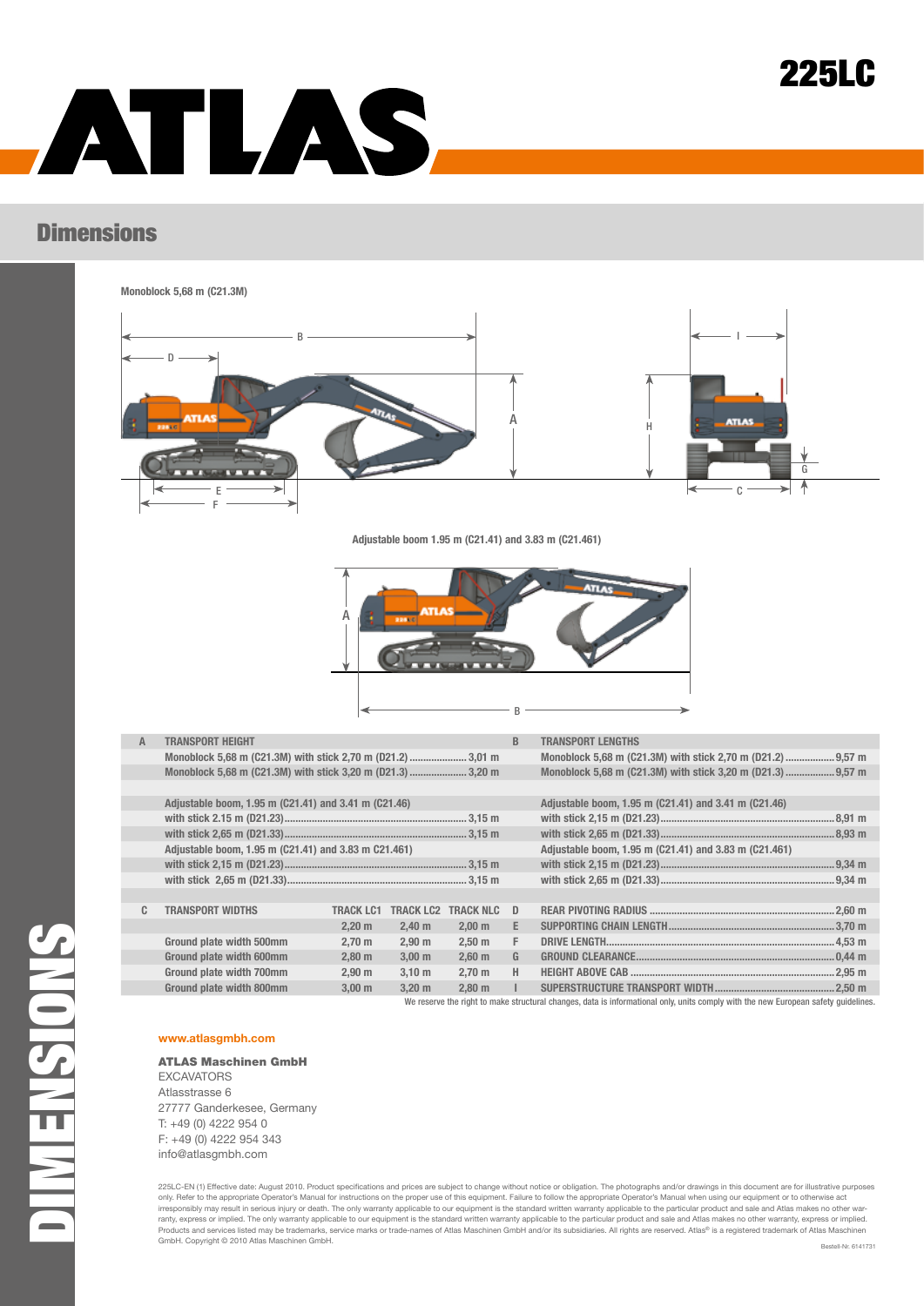# ATLAS

## 225LC

## Dimensions

Monoblock 5,68 m (C21.3M)

B
D
A
H
I
G
E
F
C

Adjustable boom 1.95 m (C21.41) and 3.83 m (C21.461)

A
B

| | | | | | | | | |
|---|---|---|---|---|---|---|---|---|
| A | TRANSPORT HEIGHT | | | | B | TRANSPORT LENGTHS | | |
| | Monoblock 5,68 m (C21.3M) with stick 2,70 m (D21.2) | | | 3,01 m | | Monoblock 5,68 m (C21.3M) with stick 2,70 m (D21.2) | | 9,57 m |
| | Monoblock 5,68 m (C21.3M) with stick 3,20 m (D21.3) | | | 3,20 m | | Monoblock 5,68 m (C21.3M) with stick 3,20 m (D21.3) | | 9,57 m |
| | Adjustable boom, 1.95 m (C21.41) and 3.41 m (C21.46) | | | | | Adjustable boom, 1.95 m (C21.41) and 3.41 m (C21.46) | | |
| | with stick 2.15 m (D21.23) | | | 3,15 m | | with stick 2,15 m (D21.23) | | 8,91 m |
| | with stick 2,65 m (D21.33) | | | 3,15 m | | with stick 2,65 m (D21.33) | | 8,93 m |
| | Adjustable boom, 1.95 m (C21.41) and 3.83 m C21.461) | | | | | Adjustable boom, 1.95 m (C21.41) and 3.83 m (C21.461) | | |
| | with stick 2,15 m (D21.23) | | | 3,15 m | | with stick 2,15 m (D21.23) | | 9,34 m |
| | with stick 2,65 m (D21.33) | | | 3,15 m | | with stick 2,65 m (D21.33) | | 9,34 m |
| C | TRANSPORT WIDTHS | TRACK LC1 | TRACK LC2 | TRACK NLC | D | REAR PIVOTING RADIUS | | 2,60 m |
| | | 2,20 m | 2,40 m | 2,00 m | E | SUPPORTING CHAIN LENGTH | | 3,70 m |
| | Ground plate width 500mm | 2,70 m | 2,90 m | 2,50 m | F | DRIVE LENGTH | | 4,53 m |
| | Ground plate width 600mm | 2,80 m | 3,00 m | 2,60 m | G | GROUND CLEARANCE | | 0,44 m |
| | Ground plate width 700mm | 2,90 m | 3,10 m | 2,70 m | H | HEIGHT ABOVE CAB | | 2,95 m |
| | Ground plate width 800mm | 3,00 m | 3,20 m | 2,80 m | I | SUPERSTRUCTURE TRANSPORT WIDTH | | 2,50 m |

We reserve the right to make structural changes, data is informational only, units comply with the new European safety guidelines.

www.atlasgmbh.com

**ATLAS Maschinen GmbH**
EXCAVATORS
Atlasstrasse 6
27777 Ganderkesee, Germany
T: +49 (0) 4222 954 0
F: +49 (0) 4222 954 343
info@atlasgmbh.com

225LC-EN (1) Effective date: August 2010. Product specifications and prices are subject to change without notice or obligation. The photographs and/or drawings in this document are for illustrative purposes only. Refer to the appropriate Operator's Manual for instructions on the proper use of this equipment. Failure to follow the appropriate Operator's Manual when using our equipment or to otherwise act irresponsibly may result in serious injury or death. The only warranty applicable to our equipment is the standard written warranty applicable to the particular product and sale and Atlas makes no other warranty, express or implied. The only warranty applicable to our equipment is the standard written warranty applicable to the particular product and sale and Atlas makes no other warranty, express or implied. Products and services listed may be trademarks, service marks or trade-names of Atlas Maschinen GmbH and/or its subsidiaries. All rights are reserved. Atlas® is a registered trademark of Atlas Maschinen GmbH. Copyright © 2010 Atlas Maschinen GmbH.

Bestell-Nr. 6141731

DIMENSIONS